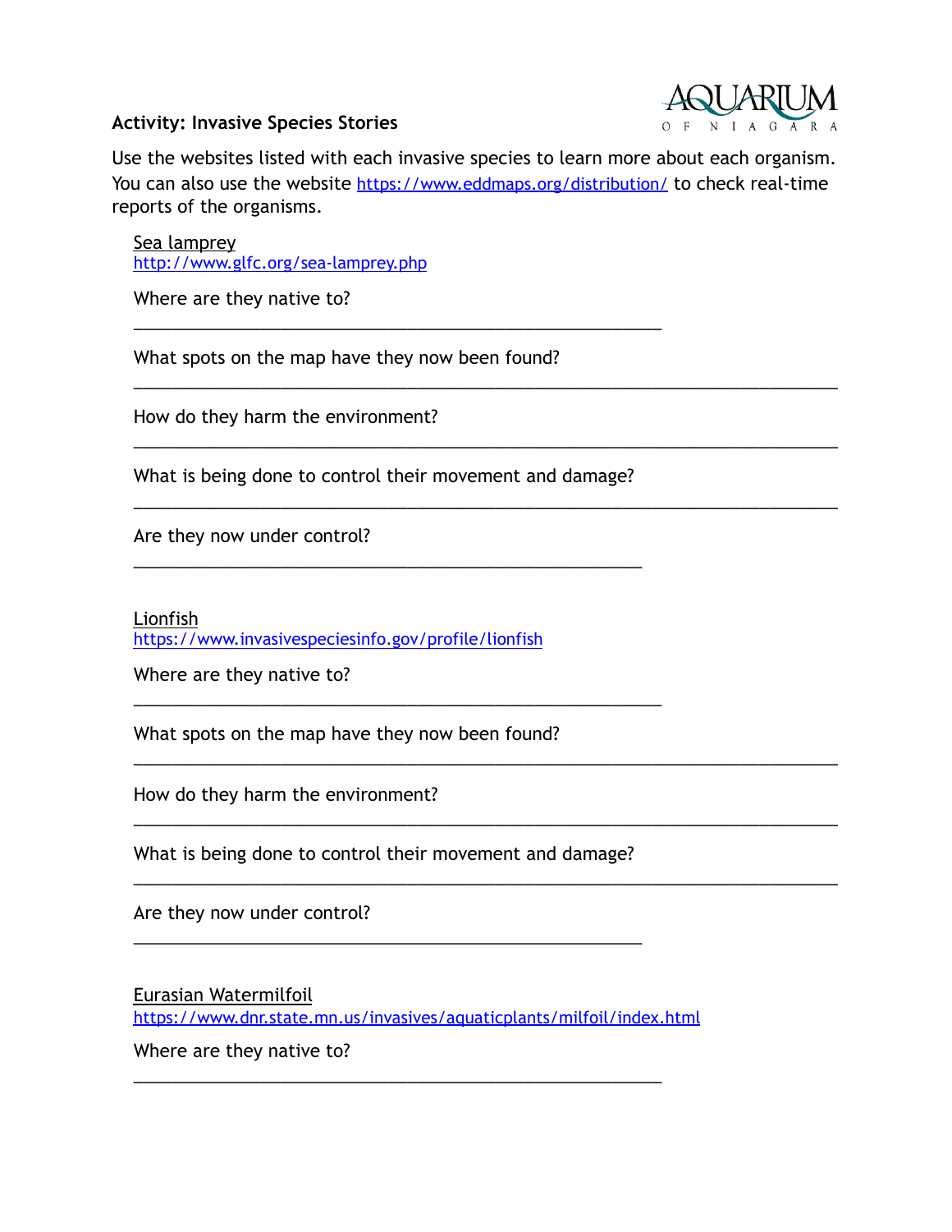**Activity: Invasive Species Stories**

AQUARIUM OF NIAGARA

Use the websites listed with each invasive species to learn more about each organism. You can also use the website [https://www.eddmaps.org/distribution/](https://www.eddmaps.org/distribution/) to check real-time reports of the organisms.

Sea lamprey
[http://www.glfc.org/sea-lamprey.php](http://www.glfc.org/sea-lamprey.php)

Where are they native to?

______________________________________________

What spots on the map have they now been found?

______________________________________________________

How do they harm the environment?

______________________________________________________

What is being done to control their movement and damage?

______________________________________________________

Are they now under control?

____________________________________________

Lionfish
[https://www.invasivespeciesinfo.gov/profile/lionfish](https://www.invasivespeciesinfo.gov/profile/lionfish)

Where are they native to?

______________________________________________

What spots on the map have they now been found?

______________________________________________________

How do they harm the environment?

______________________________________________________

What is being done to control their movement and damage?

______________________________________________________

Are they now under control?

____________________________________________

Eurasian Watermilfoil
[https://www.dnr.state.mn.us/invasives/aquaticplants/milfoil/index.html](https://www.dnr.state.mn.us/invasives/aquaticplants/milfoil/index.html)

Where are they native to?

______________________________________________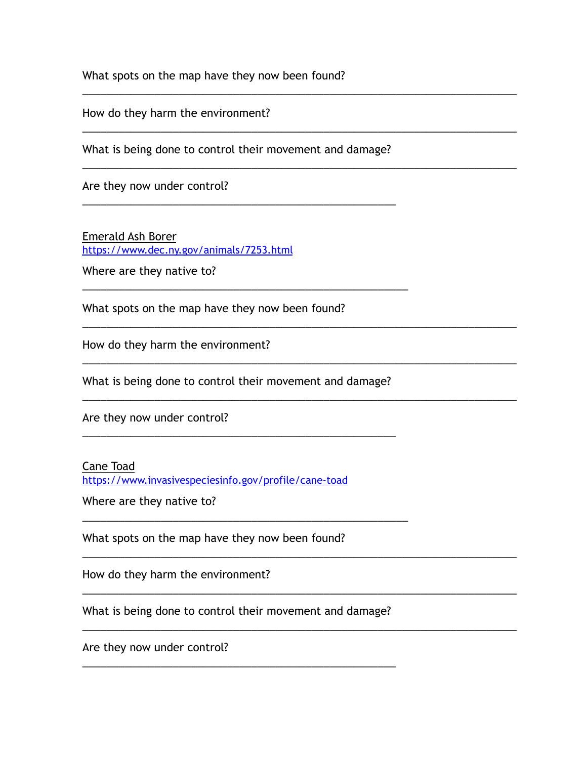What spots on the map have they now been found?

______________________________________________________________________

How do they harm the environment?

______________________________________________________________________

What is being done to control their movement and damage?

______________________________________________________________________

Are they now under control?

_____________________________________________

<u>Emerald Ash Borer</u>
[https://www.dec.ny.gov/animals/7253.html](https://www.dec.ny.gov/animals/7253.html)

Where are they native to?

_______________________________________________

What spots on the map have they now been found?

______________________________________________________________________

How do they harm the environment?

______________________________________________________________________

What is being done to control their movement and damage?

______________________________________________________________________

Are they now under control?

_____________________________________________

<u>Cane Toad</u>
[https://www.invasivespeciesinfo.gov/profile/cane-toad](https://www.invasivespeciesinfo.gov/profile/cane-toad)

Where are they native to?

_______________________________________________

What spots on the map have they now been found?

______________________________________________________________________

How do they harm the environment?

______________________________________________________________________

What is being done to control their movement and damage?

______________________________________________________________________

Are they now under control?

_____________________________________________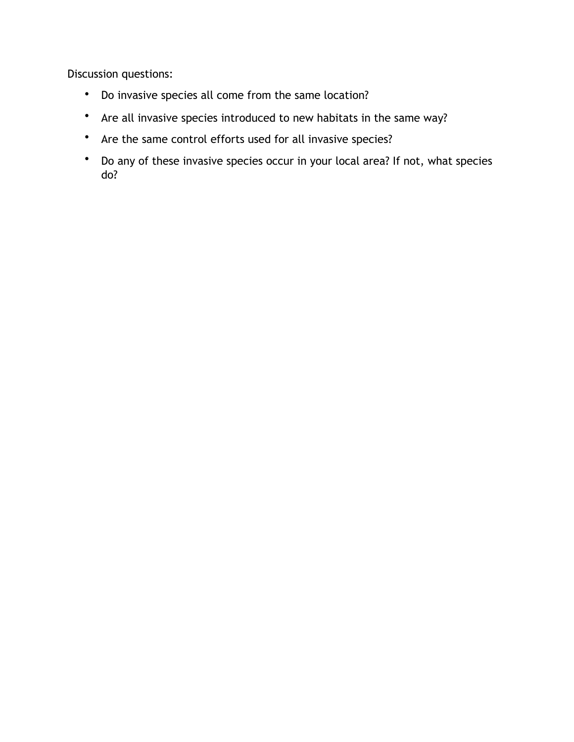Discussion questions:

- Do invasive species all come from the same location?
- Are all invasive species introduced to new habitats in the same way?
- Are the same control efforts used for all invasive species?
- Do any of these invasive species occur in your local area? If not, what species do?